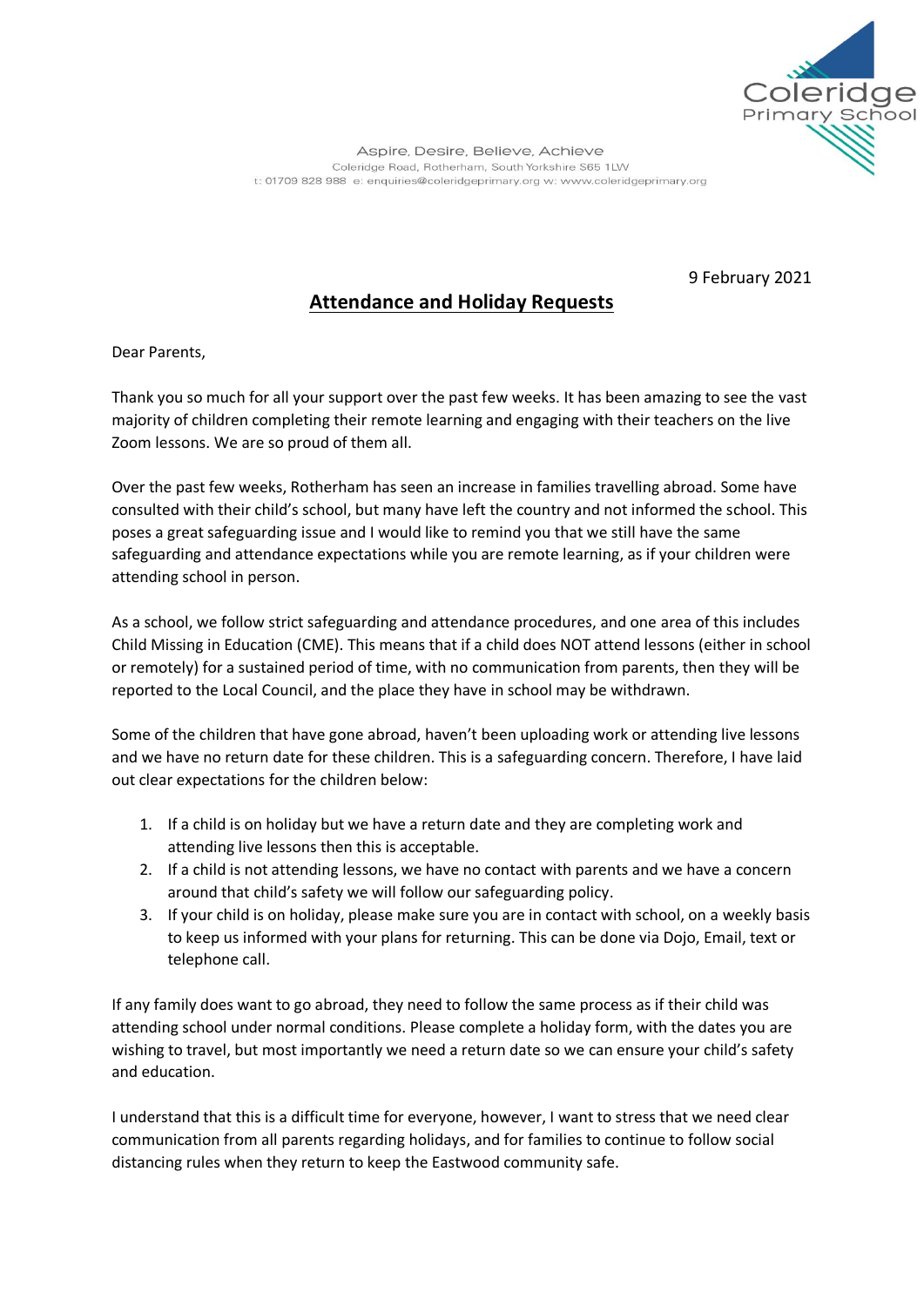Coleridge Primary School

Aspire, Desire, Believe, Achieve
Coleridge Road, Rotherham, South Yorkshire S65 1LW
t: 01709 828 988 e: enquiries@coleridgeprimary.org w: www.coleridgeprimary.org

9 February 2021

# Attendance and Holiday Requests

Dear Parents,

Thank you so much for all your support over the past few weeks. It has been amazing to see the vast majority of children completing their remote learning and engaging with their teachers on the live Zoom lessons. We are so proud of them all.

Over the past few weeks, Rotherham has seen an increase in families travelling abroad. Some have consulted with their child's school, but many have left the country and not informed the school. This poses a great safeguarding issue and I would like to remind you that we still have the same safeguarding and attendance expectations while you are remote learning, as if your children were attending school in person.

As a school, we follow strict safeguarding and attendance procedures, and one area of this includes Child Missing in Education (CME). This means that if a child does NOT attend lessons (either in school or remotely) for a sustained period of time, with no communication from parents, then they will be reported to the Local Council, and the place they have in school may be withdrawn.

Some of the children that have gone abroad, haven't been uploading work or attending live lessons and we have no return date for these children. This is a safeguarding concern. Therefore, I have laid out clear expectations for the children below:

1. If a child is on holiday but we have a return date and they are completing work and attending live lessons then this is acceptable.
2. If a child is not attending lessons, we have no contact with parents and we have a concern around that child's safety we will follow our safeguarding policy.
3. If your child is on holiday, please make sure you are in contact with school, on a weekly basis to keep us informed with your plans for returning. This can be done via Dojo, Email, text or telephone call.

If any family does want to go abroad, they need to follow the same process as if their child was attending school under normal conditions. Please complete a holiday form, with the dates you are wishing to travel, but most importantly we need a return date so we can ensure your child's safety and education.

I understand that this is a difficult time for everyone, however, I want to stress that we need clear communication from all parents regarding holidays, and for families to continue to follow social distancing rules when they return to keep the Eastwood community safe.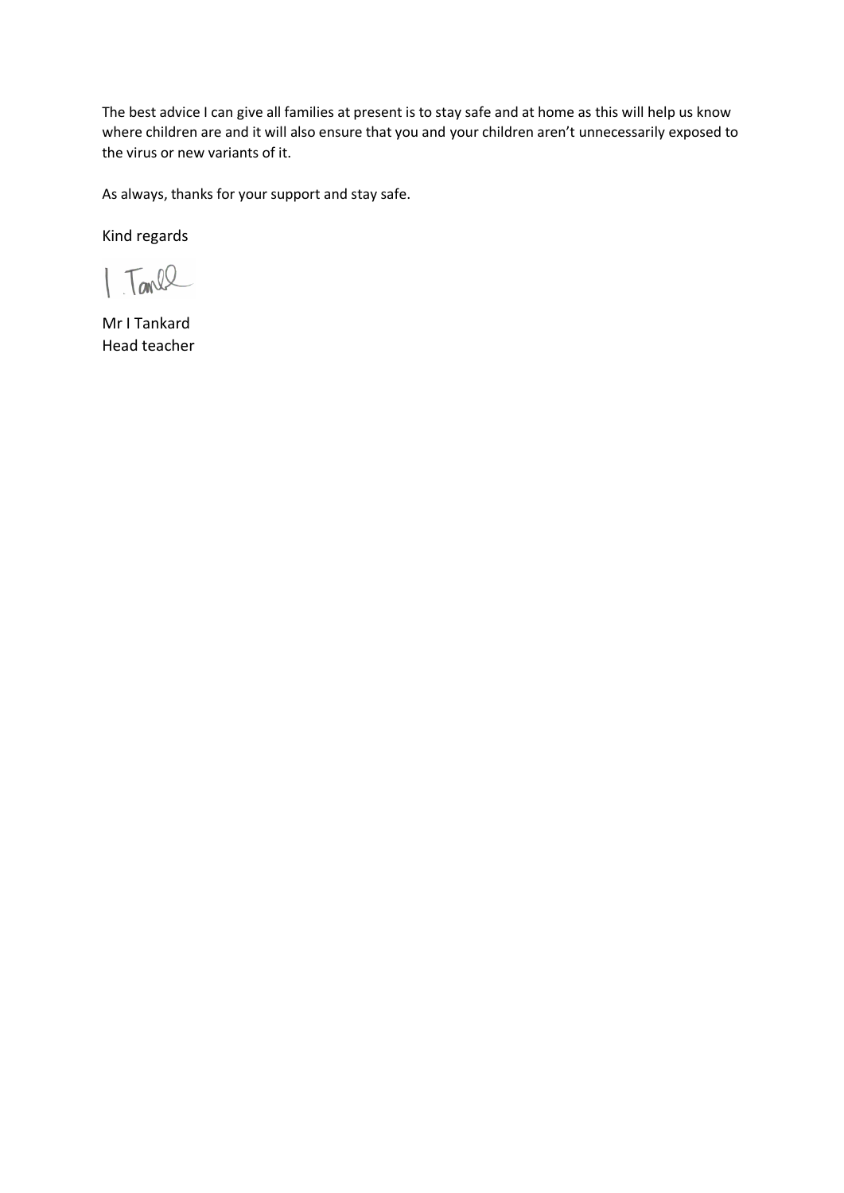The best advice I can give all families at present is to stay safe and at home as this will help us know where children are and it will also ensure that you and your children aren't unnecessarily exposed to the virus or new variants of it.

As always, thanks for your support and stay safe.

Kind regards

Mr I Tankard
Head teacher